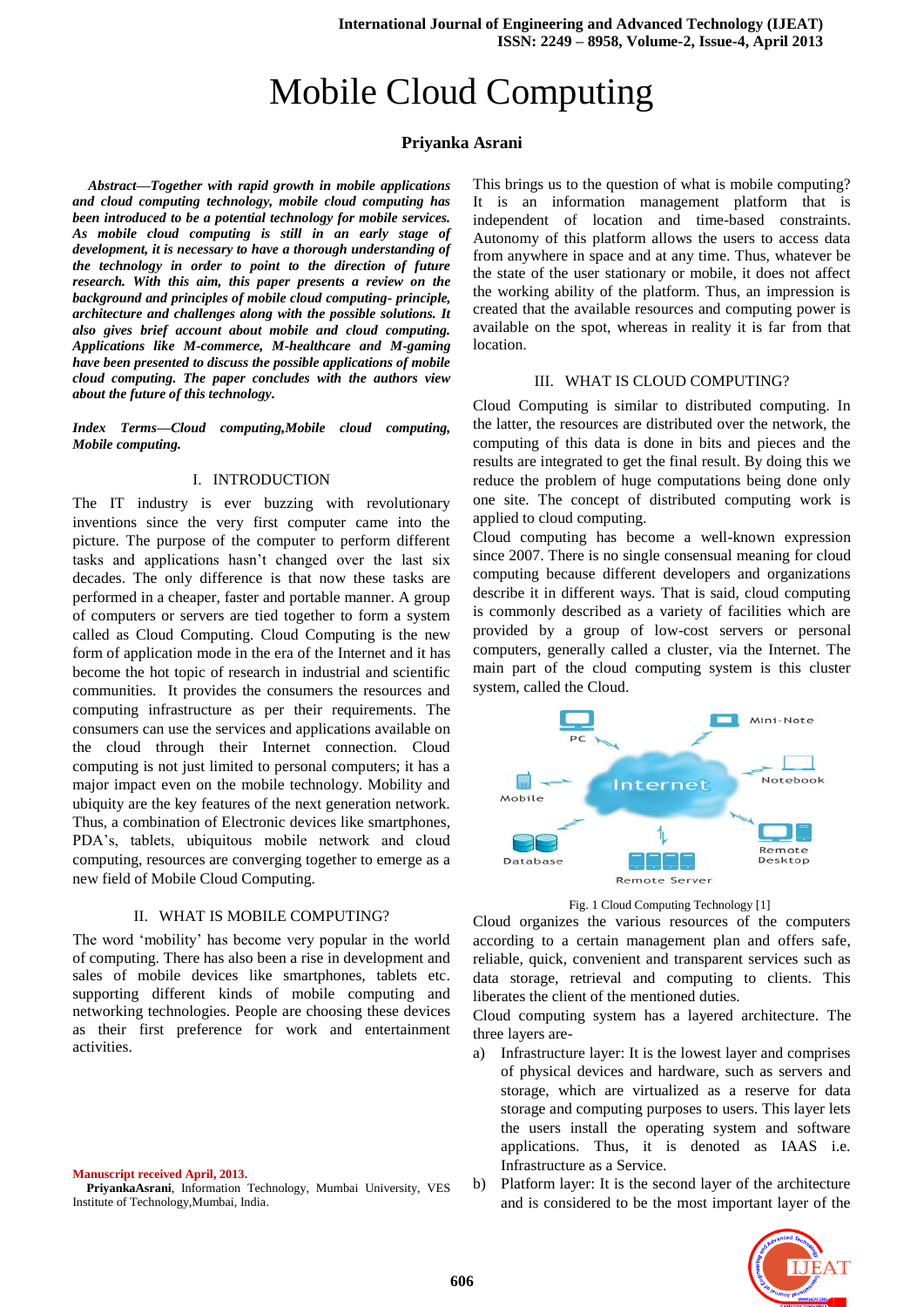# Mobile Cloud Computing

**Priyanka Asrani**

***Abstract*****—*Together with rapid growth in mobile applications and cloud computing technology, mobile cloud computing has been introduced to be a potential technology for mobile services. As mobile cloud computing is still in an early stage of development, it is necessary to have a thorough understanding of the technology in order to point to the direction of future research. With this aim, this paper presents a review on the background and principles of mobile cloud computing- principle, architecture and challenges along with the possible solutions. It also gives brief account about mobile and cloud computing. Applications like M-commerce, M-healthcare and M-gaming have been presented to discuss the possible applications of mobile cloud computing. The paper concludes with the authors view about the future of this technology.***

***Index Terms*****—*Cloud computing,Mobile cloud computing, Mobile computing.***

## I. INTRODUCTION

The IT industry is ever buzzing with revolutionary inventions since the very first computer came into the picture. The purpose of the computer to perform different tasks and applications hasn't changed over the last six decades. The only difference is that now these tasks are performed in a cheaper, faster and portable manner. A group of computers or servers are tied together to form a system called as Cloud Computing. Cloud Computing is the new form of application mode in the era of the Internet and it has become the hot topic of research in industrial and scientific communities. It provides the consumers the resources and computing infrastructure as per their requirements. The consumers can use the services and applications available on the cloud through their Internet connection. Cloud computing is not just limited to personal computers; it has a major impact even on the mobile technology. Mobility and ubiquity are the key features of the next generation network. Thus, a combination of Electronic devices like smartphones, PDA's, tablets, ubiquitous mobile network and cloud computing, resources are converging together to emerge as a new field of Mobile Cloud Computing.

## II. WHAT IS MOBILE COMPUTING?

The word 'mobility' has become very popular in the world of computing. There has also been a rise in development and sales of mobile devices like smartphones, tablets etc. supporting different kinds of mobile computing and networking technologies. People are choosing these devices as their first preference for work and entertainment activities.

This brings us to the question of what is mobile computing? It is an information management platform that is independent of location and time-based constraints. Autonomy of this platform allows the users to access data from anywhere in space and at any time. Thus, whatever be the state of the user stationary or mobile, it does not affect the working ability of the platform. Thus, an impression is created that the available resources and computing power is available on the spot, whereas in reality it is far from that location.

## III. WHAT IS CLOUD COMPUTING?

Cloud Computing is similar to distributed computing. In the latter, the resources are distributed over the network, the computing of this data is done in bits and pieces and the results are integrated to get the final result. By doing this we reduce the problem of huge computations being done only one site. The concept of distributed computing work is applied to cloud computing.

Cloud computing has become a well-known expression since 2007. There is no single consensual meaning for cloud computing because different developers and organizations describe it in different ways. That is said, cloud computing is commonly described as a variety of facilities which are provided by a group of low-cost servers or personal computers, generally called a cluster, via the Internet. The main part of the cloud computing system is this cluster system, called the Cloud.

Fig. 1 Cloud Computing Technology [1]

Cloud organizes the various resources of the computers according to a certain management plan and offers safe, reliable, quick, convenient and transparent services such as data storage, retrieval and computing to clients. This liberates the client of the mentioned duties.

Cloud computing system has a layered architecture. The three layers are-

a) Infrastructure layer: It is the lowest layer and comprises of physical devices and hardware, such as servers and storage, which are virtualized as a reserve for data storage and computing purposes to users. This layer lets the users install the operating system and software applications. Thus, it is denoted as IAAS i.e. Infrastructure as a Service.

b) Platform layer: It is the second layer of the architecture and is considered to be the most important layer of the

**Manuscript received April, 2013.**

**PriyankaAsrani**, Information Technology, Mumbai University, VES Institute of Technology,Mumbai, India.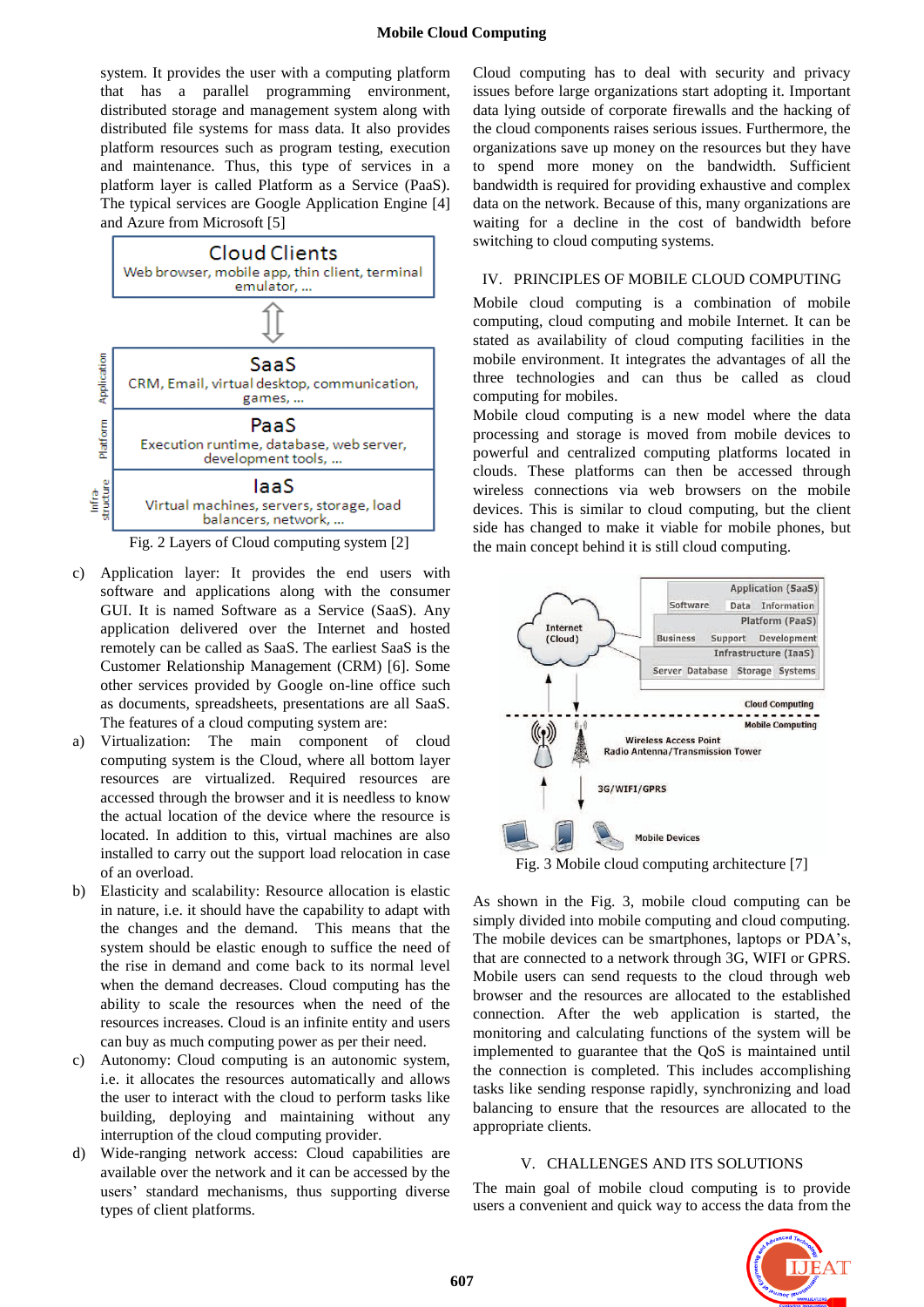system. It provides the user with a computing platform that has a parallel programming environment, distributed storage and management system along with distributed file systems for mass data. It also provides platform resources such as program testing, execution and maintenance. Thus, this type of services in a platform layer is called Platform as a Service (PaaS). The typical services are Google Application Engine [4] and Azure from Microsoft [5]

Fig. 2 Layers of Cloud computing system [2]

c) Application layer: It provides the end users with software and applications along with the consumer GUI. It is named Software as a Service (SaaS). Any application delivered over the Internet and hosted remotely can be called as SaaS. The earliest SaaS is the Customer Relationship Management (CRM) [6]. Some other services provided by Google on-line office such as documents, spreadsheets, presentations are all SaaS.

The features of a cloud computing system are:

a) Virtualization: The main component of cloud computing system is the Cloud, where all bottom layer resources are virtualized. Required resources are accessed through the browser and it is needless to know the actual location of the device where the resource is located. In addition to this, virtual machines are also installed to carry out the support load relocation in case of an overload.

b) Elasticity and scalability: Resource allocation is elastic in nature, i.e. it should have the capability to adapt with the changes and the demand. This means that the system should be elastic enough to suffice the need of the rise in demand and come back to its normal level when the demand decreases. Cloud computing has the ability to scale the resources when the need of the resources increases. Cloud is an infinite entity and users can buy as much computing power as per their need.

c) Autonomy: Cloud computing is an autonomic system, i.e. it allocates the resources automatically and allows the user to interact with the cloud to perform tasks like building, deploying and maintaining without any interruption of the cloud computing provider.

d) Wide-ranging network access: Cloud capabilities are available over the network and it can be accessed by the users' standard mechanisms, thus supporting diverse types of client platforms.

Cloud computing has to deal with security and privacy issues before large organizations start adopting it. Important data lying outside of corporate firewalls and the hacking of the cloud components raises serious issues. Furthermore, the organizations save up money on the resources but they have to spend more money on the bandwidth. Sufficient bandwidth is required for providing exhaustive and complex data on the network. Because of this, many organizations are waiting for a decline in the cost of bandwidth before switching to cloud computing systems.

## IV. PRINCIPLES OF MOBILE CLOUD COMPUTING

Mobile cloud computing is a combination of mobile computing, cloud computing and mobile Internet. It can be stated as availability of cloud computing facilities in the mobile environment. It integrates the advantages of all the three technologies and can thus be called as cloud computing for mobiles.

Mobile cloud computing is a new model where the data processing and storage is moved from mobile devices to powerful and centralized computing platforms located in clouds. These platforms can then be accessed through wireless connections via web browsers on the mobile devices. This is similar to cloud computing, but the client side has changed to make it viable for mobile phones, but the main concept behind it is still cloud computing.

Fig. 3 Mobile cloud computing architecture [7]

As shown in the Fig. 3, mobile cloud computing can be simply divided into mobile computing and cloud computing. The mobile devices can be smartphones, laptops or PDA's, that are connected to a network through 3G, WIFI or GPRS. Mobile users can send requests to the cloud through web browser and the resources are allocated to the established connection. After the web application is started, the monitoring and calculating functions of the system will be implemented to guarantee that the QoS is maintained until the connection is completed. This includes accomplishing tasks like sending response rapidly, synchronizing and load balancing to ensure that the resources are allocated to the appropriate clients.

## V. CHALLENGES AND ITS SOLUTIONS

The main goal of mobile cloud computing is to provide users a convenient and quick way to access the data from the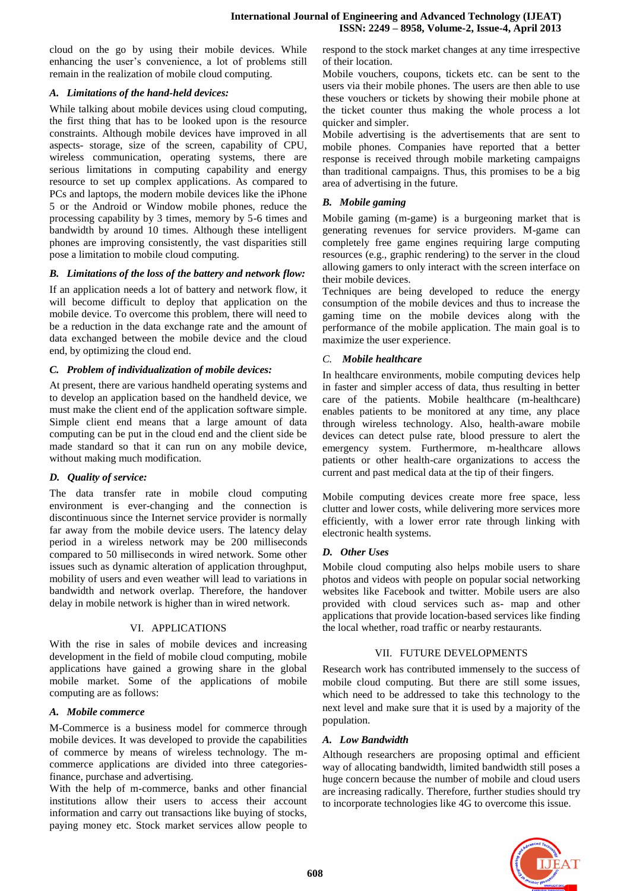cloud on the go by using their mobile devices. While enhancing the user's convenience, a lot of problems still remain in the realization of mobile cloud computing.

### *A. Limitations of the hand-held devices:*

While talking about mobile devices using cloud computing, the first thing that has to be looked upon is the resource constraints. Although mobile devices have improved in all aspects- storage, size of the screen, capability of CPU, wireless communication, operating systems, there are serious limitations in computing capability and energy resource to set up complex applications. As compared to PCs and laptops, the modern mobile devices like the iPhone 5 or the Android or Window mobile phones, reduce the processing capability by 3 times, memory by 5-6 times and bandwidth by around 10 times. Although these intelligent phones are improving consistently, the vast disparities still pose a limitation to mobile cloud computing.

### *B. Limitations of the loss of the battery and network flow:*

If an application needs a lot of battery and network flow, it will become difficult to deploy that application on the mobile device. To overcome this problem, there will need to be a reduction in the data exchange rate and the amount of data exchanged between the mobile device and the cloud end, by optimizing the cloud end.

### *C. Problem of individualization of mobile devices:*

At present, there are various handheld operating systems and to develop an application based on the handheld device, we must make the client end of the application software simple. Simple client end means that a large amount of data computing can be put in the cloud end and the client side be made standard so that it can run on any mobile device, without making much modification.

### *D. Quality of service:*

The data transfer rate in mobile cloud computing environment is ever-changing and the connection is discontinuous since the Internet service provider is normally far away from the mobile device users. The latency delay period in a wireless network may be 200 milliseconds compared to 50 milliseconds in wired network. Some other issues such as dynamic alteration of application throughput, mobility of users and even weather will lead to variations in bandwidth and network overlap. Therefore, the handover delay in mobile network is higher than in wired network.

## VI. APPLICATIONS

With the rise in sales of mobile devices and increasing development in the field of mobile cloud computing, mobile applications have gained a growing share in the global mobile market. Some of the applications of mobile computing are as follows:

### *A. Mobile commerce*

M-Commerce is a business model for commerce through mobile devices. It was developed to provide the capabilities of commerce by means of wireless technology. The m-commerce applications are divided into three categories- finance, purchase and advertising.

With the help of m-commerce, banks and other financial institutions allow their users to access their account information and carry out transactions like buying of stocks, paying money etc. Stock market services allow people to respond to the stock market changes at any time irrespective of their location.

Mobile vouchers, coupons, tickets etc. can be sent to the users via their mobile phones. The users are then able to use these vouchers or tickets by showing their mobile phone at the ticket counter thus making the whole process a lot quicker and simpler.

Mobile advertising is the advertisements that are sent to mobile phones. Companies have reported that a better response is received through mobile marketing campaigns than traditional campaigns. Thus, this promises to be a big area of advertising in the future.

### *B. Mobile gaming*

Mobile gaming (m-game) is a burgeoning market that is generating revenues for service providers. M-game can completely free game engines requiring large computing resources (e.g., graphic rendering) to the server in the cloud allowing gamers to only interact with the screen interface on their mobile devices.

Techniques are being developed to reduce the energy consumption of the mobile devices and thus to increase the gaming time on the mobile devices along with the performance of the mobile application. The main goal is to maximize the user experience.

### *C. Mobile healthcare*

In healthcare environments, mobile computing devices help in faster and simpler access of data, thus resulting in better care of the patients. Mobile healthcare (m-healthcare) enables patients to be monitored at any time, any place through wireless technology. Also, health-aware mobile devices can detect pulse rate, blood pressure to alert the emergency system. Furthermore, m-healthcare allows patients or other health-care organizations to access the current and past medical data at the tip of their fingers.

Mobile computing devices create more free space, less clutter and lower costs, while delivering more services more efficiently, with a lower error rate through linking with electronic health systems.

### *D. Other Uses*

Mobile cloud computing also helps mobile users to share photos and videos with people on popular social networking websites like Facebook and twitter. Mobile users are also provided with cloud services such as- map and other applications that provide location-based services like finding the local whether, road traffic or nearby restaurants.

## VII. FUTURE DEVELOPMENTS

Research work has contributed immensely to the success of mobile cloud computing. But there are still some issues, which need to be addressed to take this technology to the next level and make sure that it is used by a majority of the population.

### *A. Low Bandwidth*

Although researchers are proposing optimal and efficient way of allocating bandwidth, limited bandwidth still poses a huge concern because the number of mobile and cloud users are increasing radically. Therefore, further studies should try to incorporate technologies like 4G to overcome this issue.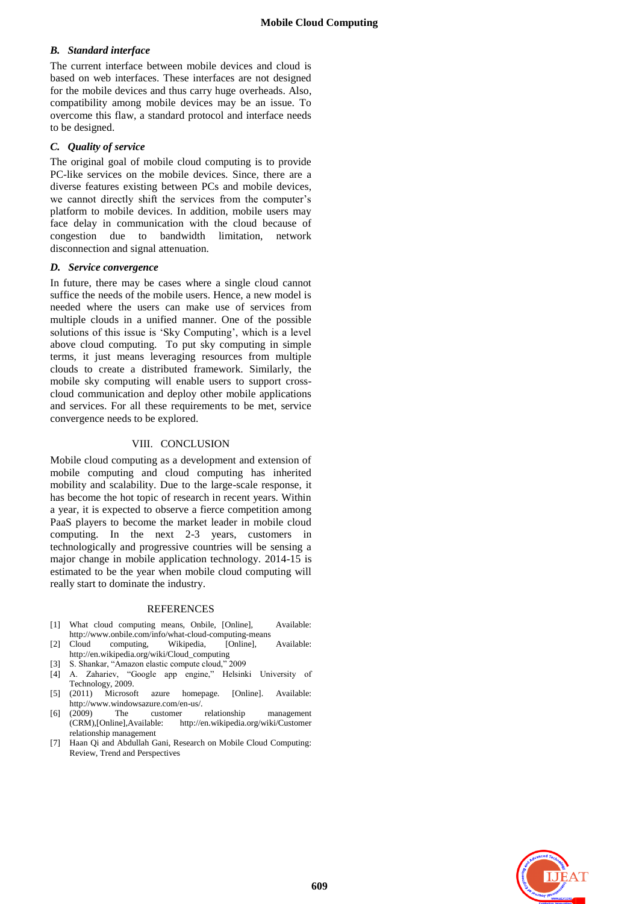### *B. Standard interface*

The current interface between mobile devices and cloud is based on web interfaces. These interfaces are not designed for the mobile devices and thus carry huge overheads. Also, compatibility among mobile devices may be an issue. To overcome this flaw, a standard protocol and interface needs to be designed.

### *C. Quality of service*

The original goal of mobile cloud computing is to provide PC-like services on the mobile devices. Since, there are a diverse features existing between PCs and mobile devices, we cannot directly shift the services from the computer's platform to mobile devices. In addition, mobile users may face delay in communication with the cloud because of congestion due to bandwidth limitation, network disconnection and signal attenuation.

### *D. Service convergence*

In future, there may be cases where a single cloud cannot suffice the needs of the mobile users. Hence, a new model is needed where the users can make use of services from multiple clouds in a unified manner. One of the possible solutions of this issue is 'Sky Computing', which is a level above cloud computing. To put sky computing in simple terms, it just means leveraging resources from multiple clouds to create a distributed framework. Similarly, the mobile sky computing will enable users to support cross-cloud communication and deploy other mobile applications and services. For all these requirements to be met, service convergence needs to be explored.

## VIII. CONCLUSION

Mobile cloud computing as a development and extension of mobile computing and cloud computing has inherited mobility and scalability. Due to the large-scale response, it has become the hot topic of research in recent years. Within a year, it is expected to observe a fierce competition among PaaS players to become the market leader in mobile cloud computing. In the next 2-3 years, customers in technologically and progressive countries will be sensing a major change in mobile application technology. 2014-15 is estimated to be the year when mobile cloud computing will really start to dominate the industry.

## REFERENCES

[1] What cloud computing means, Onbile, [Online], Available: http://www.onbile.com/info/what-cloud-computing-means
[2] Cloud computing, Wikipedia, [Online], Available: http://en.wikipedia.org/wiki/Cloud_computing
[3] S. Shankar, "Amazon elastic compute cloud," 2009
[4] A. Zahariev, "Google app engine," Helsinki University of Technology, 2009.
[5] (2011) Microsoft azure homepage. [Online]. Available: http://www.windowsazure.com/en-us/.
[6] (2009) The customer relationship management (CRM),[Online],Available: http://en.wikipedia.org/wiki/Customer relationship management
[7] Haan Qi and Abdullah Gani, Research on Mobile Cloud Computing: Review, Trend and Perspectives